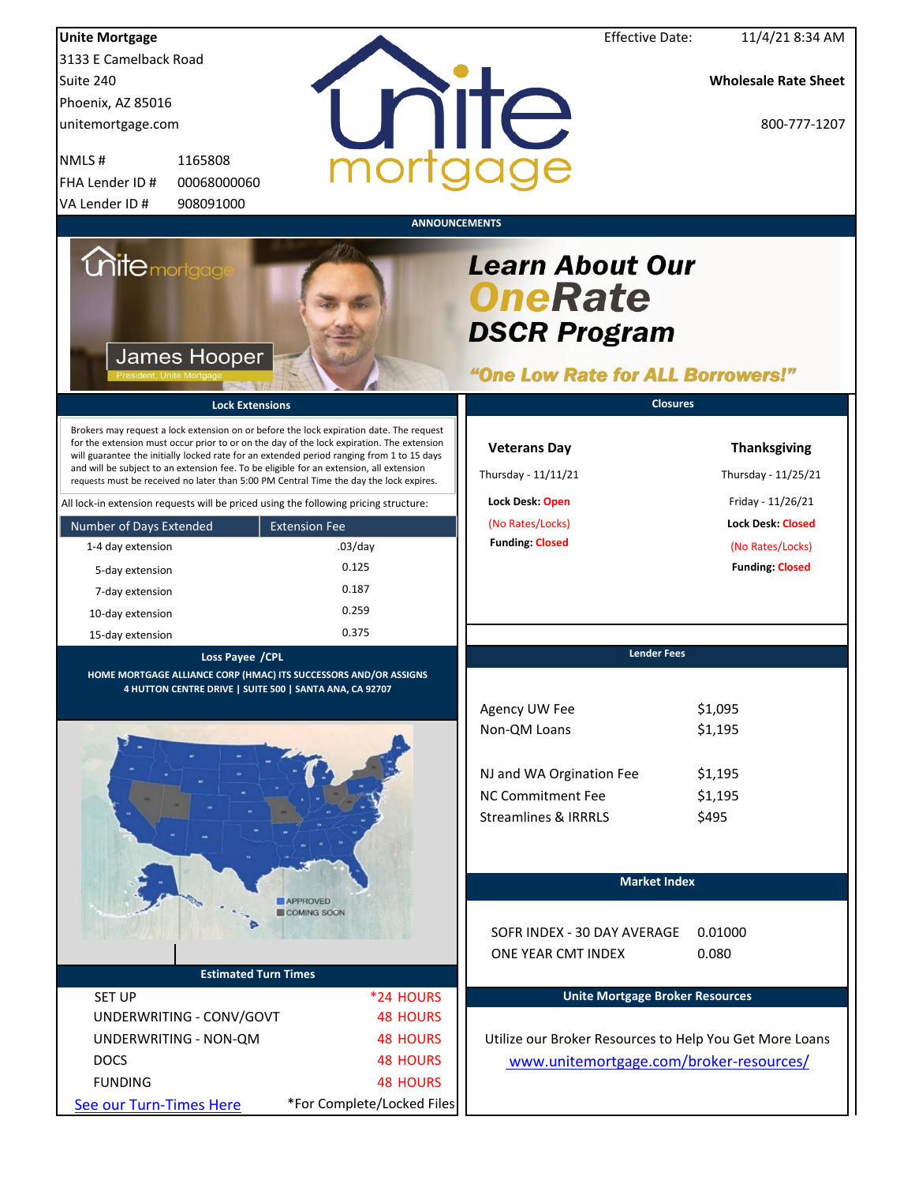**Unite Mortgage**
3133 E Camelback Road
Suite 240
Phoenix, AZ 85016
unitemortgage.com

NMLS # 1165808
FHA Lender ID # 00068000060
VA Lender ID # 908091000

Effective Date: 11/4/21 8:34 AM

**Wholesale Rate Sheet**

800-777-1207

## ANNOUNCEMENTS

James Hooper
President, Unite Mortgage

**Learn About Our OneRate DSCR Program**

**"One Low Rate for ALL Borrowers!"**

## Lock Extensions

Brokers may request a lock extension on or before the lock expiration date. The request for the extension must occur prior to or on the day of the lock expiration. The extension will guarantee the initially locked rate for an extended period ranging from 1 to 15 days and will be subject to an extension fee. To be eligible for an extension, all extension requests must be received no later than 5:00 PM Central Time the day the lock expires.

All lock-in extension requests will be priced using the following pricing structure:

| Number of Days Extended | Extension Fee |
|---|---|
| 1-4 day extension | .03/day |
| 5-day extension | 0.125 |
| 7-day extension | 0.187 |
| 10-day extension | 0.259 |
| 15-day extension | 0.375 |

## Closures

**Veterans Day**
Thursday - 11/11/21
**Lock Desk:** Open
(No Rates/Locks)
**Funding:** Closed

**Thanksgiving**
Thursday - 11/25/21
Friday - 11/26/21
**Lock Desk:** Closed
(No Rates/Locks)
**Funding:** Closed

## Loss Payee /CPL

**HOME MORTGAGE ALLIANCE CORP (HMAC) ITS SUCCESSORS AND/OR ASSIGNS**
**4 HUTTON CENTRE DRIVE | SUITE 500 | SANTA ANA, CA 92707**

APPROVED
COMING SOON

## Lender Fees

| | |
|---|---|
| Agency UW Fee | $1,095 |
| Non-QM Loans | $1,195 |
| NJ and WA Orgination Fee | $1,195 |
| NC Commitment Fee | $1,195 |
| Streamlines & IRRRLS | $495 |

## Market Index

| | |
|---|---|
| SOFR INDEX - 30 DAY AVERAGE | 0.01000 |
| ONE YEAR CMT INDEX | 0.080 |

## Estimated Turn Times

| | |
|---|---|
| SET UP | *24 HOURS |
| UNDERWRITING - CONV/GOVT | 48 HOURS |
| UNDERWRITING - NON-QM | 48 HOURS |
| DOCS | 48 HOURS |
| FUNDING | 48 HOURS |

See our Turn-Times Here
*For Complete/Locked Files

## Unite Mortgage Broker Resources

Utilize our Broker Resources to Help You Get More Loans
www.unitemortgage.com/broker-resources/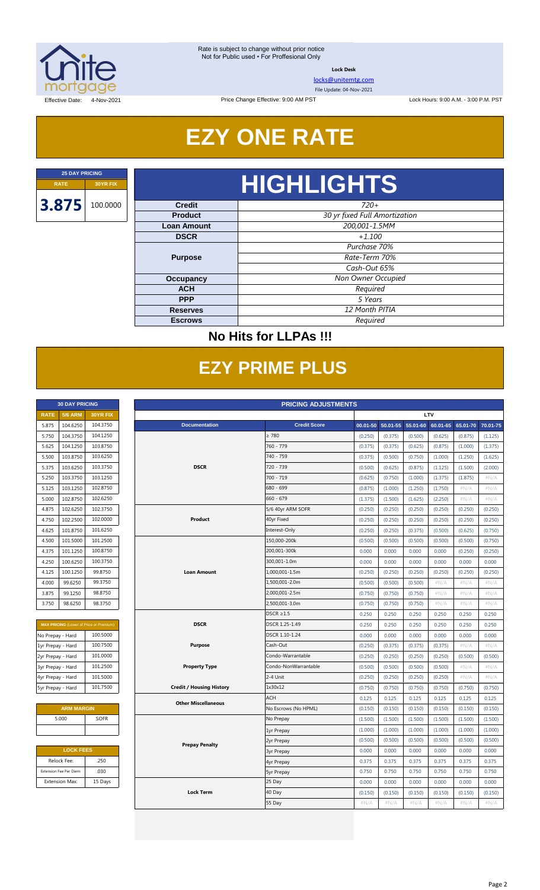Rate is subject to change without prior notice
Not for Public used • For Proffesional Only

**Lock Desk**

locks@unitemtg.com

File Update: 04-Nov-2021

Effective Date: 4-Nov-2021 | Price Change Effective: 9:00 AM PST | Lock Hours: 9:00 A.M. - 3:00 P.M. PST

# EZY ONE RATE

| 25 DAY PRICING | |
|---|---|
| **RATE** | **30YR FIX** |
| **3.875** | 100.0000 |

# HIGHLIGHTS

| | |
|---|---|
| **Credit** | *720+* |
| **Product** | *30 yr fixed Full Amortization* |
| **Loan Amount** | *200,001-1.5MM* |
| **DSCR** | *+1.100* |
| **Purpose** | *Purchase 70%* |
| | *Rate-Term 70%* |
| | *Cash-Out 65%* |
| **Occupancy** | *Non Owner Occupied* |
| **ACH** | *Required* |
| **PPP** | *5 Years* |
| **Reserves** | *12 Month PITIA* |
| **Escrows** | *Required* |

## No Hits for LLPAs !!!

# EZY PRIME PLUS

| 30 DAY PRICING | | |
|---|---|---|
| **RATE** | **5/6 ARM** | **30YR FIX** |
| 5.875 | 104.6250 | 104.3750 |
| 5.750 | 104.3750 | 104.1250 |
| 5.625 | 104.1250 | 103.8750 |
| 5.500 | 103.8750 | 103.6250 |
| 5.375 | 103.6250 | 103.3750 |
| 5.250 | 103.3750 | 103.1250 |
| 5.125 | 103.1250 | 102.8750 |
| 5.000 | 102.8750 | 102.6250 |
| 4.875 | 102.6250 | 102.3750 |
| 4.750 | 102.2500 | 102.0000 |
| 4.625 | 101.8750 | 101.6250 |
| 4.500 | 101.5000 | 101.2500 |
| 4.375 | 101.1250 | 100.8750 |
| 4.250 | 100.6250 | 100.3750 |
| 4.125 | 100.1250 | 99.8750 |
| 4.000 | 99.6250 | 99.3750 |
| 3.875 | 99.1250 | 98.8750 |
| 3.750 | 98.6250 | 98.3750 |

| MAX PRICING (Lower of Price or Premium) | |
|---|---|
| No Prepay - Hard | 100.5000 |
| 1yr Prepay - Hard | 100.7500 |
| 2yr Prepay - Hard | 101.0000 |
| 3yr Prepay - Hard | 101.2500 |
| 4yr Prepay - Hard | 101.5000 |
| 5yr Prepay - Hard | 101.7500 |

| ARM MARGIN | |
|---|---|
| 5.000 | SOFR |

| LOCK FEES | |
|---|---|
| Relock Fee: | .250 |
| Extension Fee Per Diem: | .030 |
| Extension Max: | 15 Days |

| PRICING ADJUSTMENTS | | | | | | | |
|---|---|---|---|---|---|---|---|
| | | LTV | | | | | |
| **Documentation** | **Credit Score** | **00.01-50** | **50.01-55** | **55.01-60** | **60.01-65** | **65.01-70** | **70.01-75** |
| DSCR | ≥ 780 | (0.250) | (0.375) | (0.500) | (0.625) | (0.875) | (1.125) |
| | 760 - 779 | (0.375) | (0.375) | (0.625) | (0.875) | (1.000) | (1.375) |
| | 740 - 759 | (0.375) | (0.500) | (0.750) | (1.000) | (1.250) | (1.625) |
| | 720 - 739 | (0.500) | (0.625) | (0.875) | (1.125) | (1.500) | (2.000) |
| | 700 - 719 | (0.625) | (0.750) | (1.000) | (1.375) | (1.875) | #N/A |
| | 680 - 699 | (0.875) | (1.000) | (1.250) | (1.750) | #N/A | #N/A |
| | 660 - 679 | (1.375) | (1.500) | (1.625) | (2.250) | #N/A | #N/A |
| Product | 5/6 40yr ARM SOFR | (0.250) | (0.250) | (0.250) | (0.250) | (0.250) | (0.250) |
| | 40yr Fixed | (0.250) | (0.250) | (0.250) | (0.250) | (0.250) | (0.250) |
| | Interest-Only | (0.250) | (0.250) | (0.375) | (0.500) | (0.625) | (0.750) |
| Loan Amount | 150,000-200k | (0.500) | (0.500) | (0.500) | (0.500) | (0.500) | (0.750) |
| | 200,001-300k | 0.000 | 0.000 | 0.000 | 0.000 | (0.250) | (0.250) |
| | 300,001-1.0m | 0.000 | 0.000 | 0.000 | 0.000 | 0.000 | 0.000 |
| | 1,000,001-1.5m | (0.250) | (0.250) | (0.250) | (0.250) | (0.250) | (0.250) |
| | 1,500,001-2.0m | (0.500) | (0.500) | (0.500) | #N/A | #N/A | #N/A |
| | 2,000,001-2.5m | (0.750) | (0.750) | (0.750) | #N/A | #N/A | #N/A |
| | 2,500,001-3.0m | (0.750) | (0.750) | (0.750) | #N/A | #N/A | #N/A |
| DSCR | DSCR ≥1.5 | 0.250 | 0.250 | 0.250 | 0.250 | 0.250 | 0.250 |
| | DSCR 1.25-1.49 | 0.250 | 0.250 | 0.250 | 0.250 | 0.250 | 0.250 |
| | DSCR 1.10-1.24 | 0.000 | 0.000 | 0.000 | 0.000 | 0.000 | 0.000 |
| Purpose | Cash-Out | (0.250) | (0.375) | (0.375) | (0.375) | #N/A | #N/A |
| Property Type | Condo-Warrantable | (0.250) | (0.250) | (0.250) | (0.250) | (0.500) | (0.500) |
| | Condo-NonWarrantable | (0.500) | (0.500) | (0.500) | (0.500) | #N/A | #N/A |
| | 2-4 Unit | (0.250) | (0.250) | (0.250) | (0.250) | #N/A | #N/A |
| Credit / Housing History | 1x30x12 | (0.750) | (0.750) | (0.750) | (0.750) | (0.750) | (0.750) |
| Other Miscellaneous | ACH | 0.125 | 0.125 | 0.125 | 0.125 | 0.125 | 0.125 |
| | No Escrows (No HPML) | (0.150) | (0.150) | (0.150) | (0.150) | (0.150) | (0.150) |
| Prepay Penalty | No Prepay | (1.500) | (1.500) | (1.500) | (1.500) | (1.500) | (1.500) |
| | 1yr Prepay | (1.000) | (1.000) | (1.000) | (1.000) | (1.000) | (1.000) |
| | 2yr Prepay | (0.500) | (0.500) | (0.500) | (0.500) | (0.500) | (0.500) |
| | 3yr Prepay | 0.000 | 0.000 | 0.000 | 0.000 | 0.000 | 0.000 |
| | 4yr Prepay | 0.375 | 0.375 | 0.375 | 0.375 | 0.375 | 0.375 |
| | 5yr Prepay | 0.750 | 0.750 | 0.750 | 0.750 | 0.750 | 0.750 |
| Lock Term | 25 Day | 0.000 | 0.000 | 0.000 | 0.000 | 0.000 | 0.000 |
| | 40 Day | (0.150) | (0.150) | (0.150) | (0.150) | (0.150) | (0.150) |
| | 55 Day | #N/A | #N/A | #N/A | #N/A | #N/A | #N/A |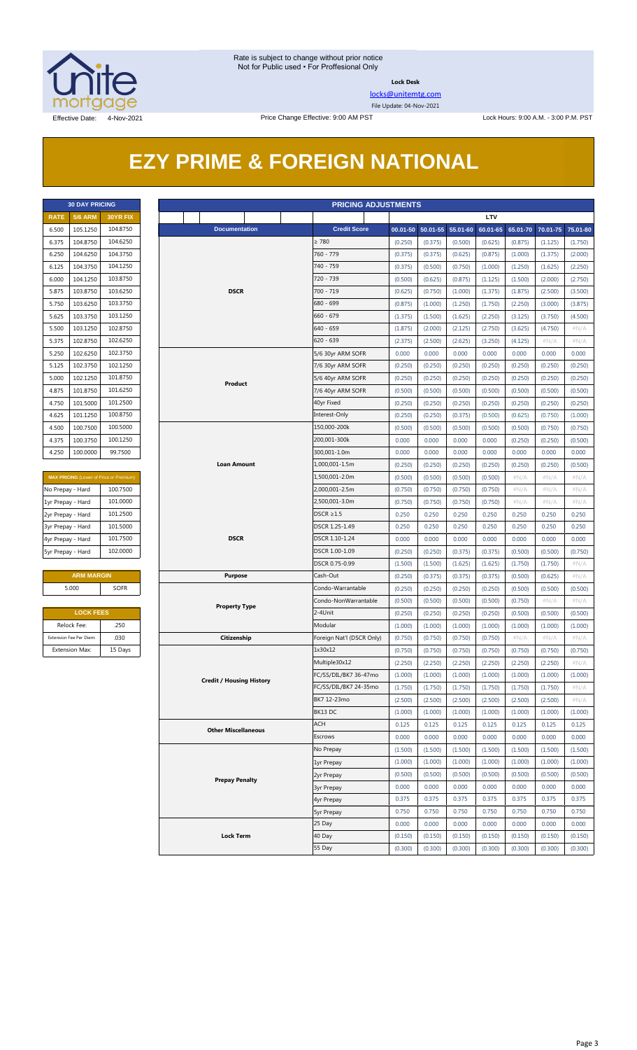Rate is subject to change without prior notice
Not for Public used • For Proffesional Only

**Lock Desk**

locks@unitemtg.com

File Update: 04-Nov-2021

Effective Date: 4-Nov-2021 | Price Change Effective: 9:00 AM PST | Lock Hours: 9:00 A.M. - 3:00 P.M. PST

# EZY PRIME & FOREIGN NATIONAL

| 30 DAY PRICING | | |
|---|---|---|
| RATE | 5/6 ARM | 30YR FIX |
| 6.500 | 105.1250 | 104.8750 |
| 6.375 | 104.8750 | 104.6250 |
| 6.250 | 104.6250 | 104.3750 |
| 6.125 | 104.3750 | 104.1250 |
| 6.000 | 104.1250 | 103.8750 |
| 5.875 | 103.8750 | 103.6250 |
| 5.750 | 103.6250 | 103.3750 |
| 5.625 | 103.3750 | 103.1250 |
| 5.500 | 103.1250 | 102.8750 |
| 5.375 | 102.8750 | 102.6250 |
| 5.250 | 102.6250 | 102.3750 |
| 5.125 | 102.3750 | 102.1250 |
| 5.000 | 102.1250 | 101.8750 |
| 4.875 | 101.8750 | 101.6250 |
| 4.750 | 101.5000 | 101.2500 |
| 4.625 | 101.1250 | 100.8750 |
| 4.500 | 100.7500 | 100.5000 |
| 4.375 | 100.3750 | 100.1250 |
| 4.250 | 100.0000 | 99.7500 |

| MAX PRICING (Lower of Price or Premium) | |
|---|---|
| No Prepay - Hard | 100.7500 |
| 1yr Prepay - Hard | 101.0000 |
| 2yr Prepay - Hard | 101.2500 |
| 3yr Prepay - Hard | 101.5000 |
| 4yr Prepay - Hard | 101.7500 |
| 5yr Prepay - Hard | 102.0000 |

| ARM MARGIN | |
|---|---|
| 5.000 | SOFR |

| LOCK FEES | |
|---|---|
| Relock Fee: | .250 |
| Extension Fee Per Diem: | .030 |
| Extension Max: | 15 Days |

| PRICING ADJUSTMENTS | | | | | | | | |
|---|---|---|---|---|---|---|---|---|
| | | LTV | | | | | | |
| Documentation | Credit Score | 00.01-50 | 50.01-55 | 55.01-60 | 60.01-65 | 65.01-70 | 70.01-75 | 75.01-80 |
| DSCR | ≥ 780 | (0.250) | (0.375) | (0.500) | (0.625) | (0.875) | (1.125) | (1.750) |
| | 760 - 779 | (0.375) | (0.375) | (0.625) | (0.875) | (1.000) | (1.375) | (2.000) |
| | 740 - 759 | (0.375) | (0.500) | (0.750) | (1.000) | (1.250) | (1.625) | (2.250) |
| | 720 - 739 | (0.500) | (0.625) | (0.875) | (1.125) | (1.500) | (2.000) | (2.750) |
| | 700 - 719 | (0.625) | (0.750) | (1.000) | (1.375) | (1.875) | (2.500) | (3.500) |
| | 680 - 699 | (0.875) | (1.000) | (1.250) | (1.750) | (2.250) | (3.000) | (3.875) |
| | 660 - 679 | (1.375) | (1.500) | (1.625) | (2.250) | (3.125) | (3.750) | (4.500) |
| | 640 - 659 | (1.875) | (2.000) | (2.125) | (2.750) | (3.625) | (4.750) | #N/A |
| | 620 - 639 | (2.375) | (2.500) | (2.625) | (3.250) | (4.125) | #N/A | #N/A |
| Product | 5/6 30yr ARM SOFR | 0.000 | 0.000 | 0.000 | 0.000 | 0.000 | 0.000 | 0.000 |
| | 7/6 30yr ARM SOFR | (0.250) | (0.250) | (0.250) | (0.250) | (0.250) | (0.250) | (0.250) |
| | 5/6 40yr ARM SOFR | (0.250) | (0.250) | (0.250) | (0.250) | (0.250) | (0.250) | (0.250) |
| | 7/6 40yr ARM SOFR | (0.500) | (0.500) | (0.500) | (0.500) | (0.500) | (0.500) | (0.500) |
| | 40yr Fixed | (0.250) | (0.250) | (0.250) | (0.250) | (0.250) | (0.250) | (0.250) |
| | Interest-Only | (0.250) | (0.250) | (0.375) | (0.500) | (0.625) | (0.750) | (1.000) |
| Loan Amount | 150,000-200k | (0.500) | (0.500) | (0.500) | (0.500) | (0.500) | (0.750) | (0.750) |
| | 200,001-300k | 0.000 | 0.000 | 0.000 | 0.000 | (0.250) | (0.250) | (0.500) |
| | 300,001-1.0m | 0.000 | 0.000 | 0.000 | 0.000 | 0.000 | 0.000 | 0.000 |
| | 1,000,001-1.5m | (0.250) | (0.250) | (0.250) | (0.250) | (0.250) | (0.250) | (0.500) |
| | 1,500,001-2.0m | (0.500) | (0.500) | (0.500) | (0.500) | #N/A | #N/A | #N/A |
| | 2,000,001-2.5m | (0.750) | (0.750) | (0.750) | (0.750) | #N/A | #N/A | #N/A |
| | 2,500,001-3.0m | (0.750) | (0.750) | (0.750) | (0.750) | #N/A | #N/A | #N/A |
| DSCR | DSCR ≥1.5 | 0.250 | 0.250 | 0.250 | 0.250 | 0.250 | 0.250 | 0.250 |
| | DSCR 1.25-1.49 | 0.250 | 0.250 | 0.250 | 0.250 | 0.250 | 0.250 | 0.250 |
| | DSCR 1.10-1.24 | 0.000 | 0.000 | 0.000 | 0.000 | 0.000 | 0.000 | 0.000 |
| | DSCR 1.00-1.09 | (0.250) | (0.250) | (0.375) | (0.375) | (0.500) | (0.500) | (0.750) |
| | DSCR 0.75-0.99 | (1.500) | (1.500) | (1.625) | (1.625) | (1.750) | (1.750) | #N/A |
| Purpose | Cash-Out | (0.250) | (0.375) | (0.375) | (0.375) | (0.500) | (0.625) | #N/A |
| Property Type | Condo-Warrantable | (0.250) | (0.250) | (0.250) | (0.250) | (0.500) | (0.500) | (0.500) |
| | Condo-NonWarrantable | (0.500) | (0.500) | (0.500) | (0.500) | (0.750) | #N/A | #N/A |
| | 2-4Unit | (0.250) | (0.250) | (0.250) | (0.250) | (0.500) | (0.500) | (0.500) |
| | Modular | (1.000) | (1.000) | (1.000) | (1.000) | (1.000) | (1.000) | (1.000) |
| Citizenship | Foreign Nat'l (DSCR Only) | (0.750) | (0.750) | (0.750) | (0.750) | #N/A | #N/A | #N/A |
| Credit / Housing History | 1x30x12 | (0.750) | (0.750) | (0.750) | (0.750) | (0.750) | (0.750) | (0.750) |
| | Multiple30x12 | (2.250) | (2.250) | (2.250) | (2.250) | (2.250) | (2.250) | #N/A |
| | FC/SS/DIL/BK7 36-47mo | (1.000) | (1.000) | (1.000) | (1.000) | (1.000) | (1.000) | (1.000) |
| | FC/SS/DIL/BK7 24-35mo | (1.750) | (1.750) | (1.750) | (1.750) | (1.750) | (1.750) | #N/A |
| | BK7 12-23mo | (2.500) | (2.500) | (2.500) | (2.500) | (2.500) | (2.500) | #N/A |
| | BK13 DC | (1.000) | (1.000) | (1.000) | (1.000) | (1.000) | (1.000) | (1.000) |
| Other Miscellaneous | ACH | 0.125 | 0.125 | 0.125 | 0.125 | 0.125 | 0.125 | 0.125 |
| | Escrows | 0.000 | 0.000 | 0.000 | 0.000 | 0.000 | 0.000 | 0.000 |
| Prepay Penalty | No Prepay | (1.500) | (1.500) | (1.500) | (1.500) | (1.500) | (1.500) | (1.500) |
| | 1yr Prepay | (1.000) | (1.000) | (1.000) | (1.000) | (1.000) | (1.000) | (1.000) |
| | 2yr Prepay | (0.500) | (0.500) | (0.500) | (0.500) | (0.500) | (0.500) | (0.500) |
| | 3yr Prepay | 0.000 | 0.000 | 0.000 | 0.000 | 0.000 | 0.000 | 0.000 |
| | 4yr Prepay | 0.375 | 0.375 | 0.375 | 0.375 | 0.375 | 0.375 | 0.375 |
| | 5yr Prepay | 0.750 | 0.750 | 0.750 | 0.750 | 0.750 | 0.750 | 0.750 |
| Lock Term | 25 Day | 0.000 | 0.000 | 0.000 | 0.000 | 0.000 | 0.000 | 0.000 |
| | 40 Day | (0.150) | (0.150) | (0.150) | (0.150) | (0.150) | (0.150) | (0.150) |
| | 55 Day | (0.300) | (0.300) | (0.300) | (0.300) | (0.300) | (0.300) | (0.300) |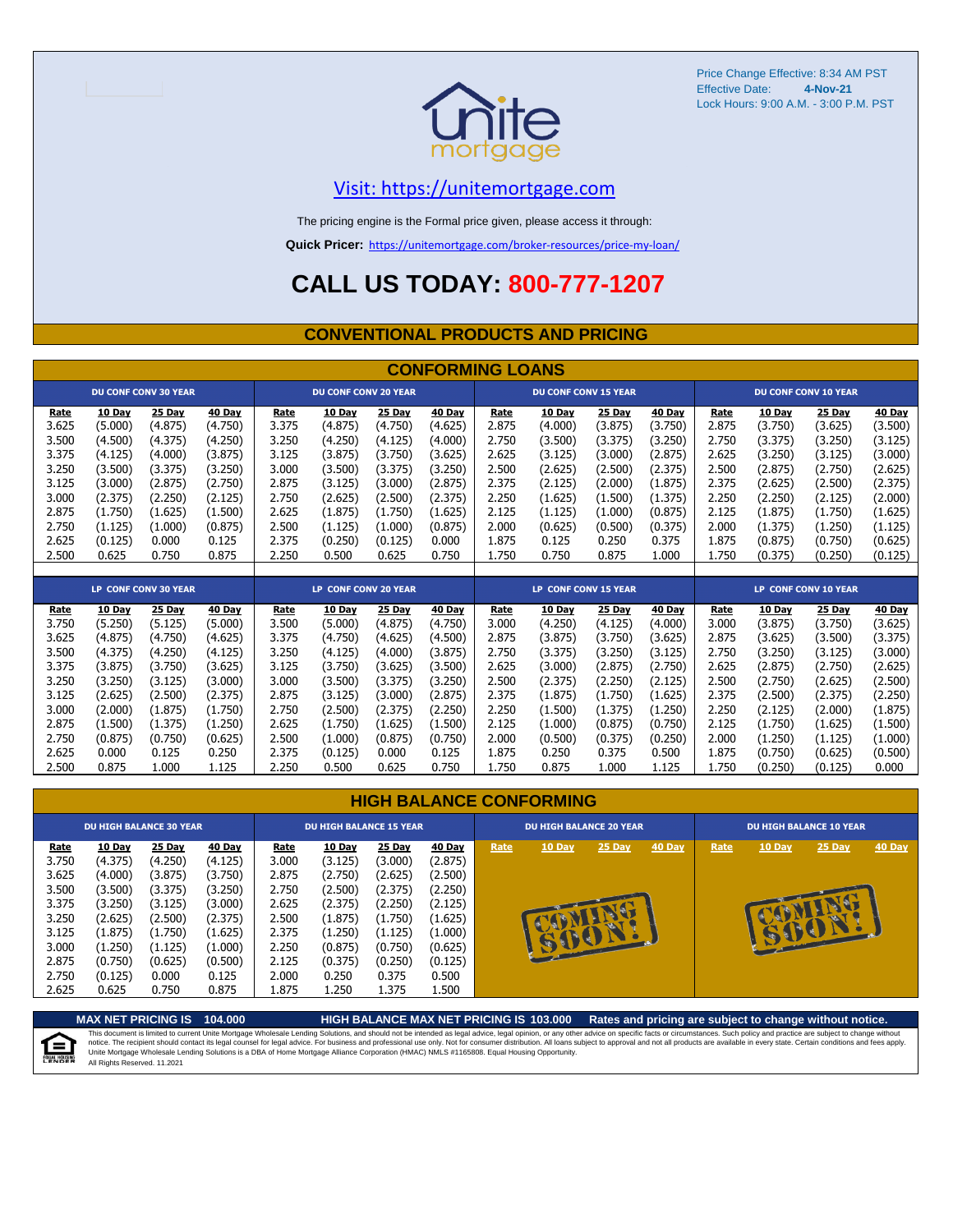Price Change Effective: 8:34 AM PST
Effective Date: **4-Nov-21**
Lock Hours: 9:00 A.M. - 3:00 P.M. PST

Visit: https://unitemortgage.com

The pricing engine is the Formal price given, please access it through:

**Quick Pricer:** https://unitemortgage.com/broker-resources/price-my-loan/

# CALL US TODAY: 800-777-1207

## CONVENTIONAL PRODUCTS AND PRICING

### CONFORMING LOANS

| DU CONF CONV 30 YEAR | | | | DU CONF CONV 20 YEAR | | | | DU CONF CONV 15 YEAR | | | | DU CONF CONV 10 YEAR | | | |
|---|---|---|---|---|---|---|---|---|---|---|---|---|---|---|---|
| Rate | 10 Day | 25 Day | 40 Day | Rate | 10 Day | 25 Day | 40 Day | Rate | 10 Day | 25 Day | 40 Day | Rate | 10 Day | 25 Day | 40 Day |
| 3.625 | (5.000) | (4.875) | (4.750) | 3.375 | (4.875) | (4.750) | (4.625) | 2.875 | (4.000) | (3.875) | (3.750) | 2.875 | (3.750) | (3.625) | (3.500) |
| 3.500 | (4.500) | (4.375) | (4.250) | 3.250 | (4.250) | (4.125) | (4.000) | 2.750 | (3.500) | (3.375) | (3.250) | 2.750 | (3.375) | (3.250) | (3.125) |
| 3.375 | (4.125) | (4.000) | (3.875) | 3.125 | (3.875) | (3.750) | (3.625) | 2.625 | (3.125) | (3.000) | (2.875) | 2.625 | (3.250) | (3.125) | (3.000) |
| 3.250 | (3.500) | (3.375) | (3.250) | 3.000 | (3.500) | (3.375) | (3.250) | 2.500 | (2.625) | (2.500) | (2.375) | 2.500 | (2.875) | (2.750) | (2.625) |
| 3.125 | (3.000) | (2.875) | (2.750) | 2.875 | (3.125) | (3.000) | (2.875) | 2.375 | (2.125) | (2.000) | (1.875) | 2.375 | (2.625) | (2.500) | (2.375) |
| 3.000 | (2.375) | (2.250) | (2.125) | 2.750 | (2.625) | (2.500) | (2.375) | 2.250 | (1.625) | (1.500) | (1.375) | 2.250 | (2.250) | (2.125) | (2.000) |
| 2.875 | (1.750) | (1.625) | (1.500) | 2.625 | (1.875) | (1.750) | (1.625) | 2.125 | (1.125) | (1.000) | (0.875) | 2.125 | (1.875) | (1.750) | (1.625) |
| 2.750 | (1.125) | (1.000) | (0.875) | 2.500 | (1.125) | (1.000) | (0.875) | 2.000 | (0.625) | (0.500) | (0.375) | 2.000 | (1.375) | (1.250) | (1.125) |
| 2.625 | (0.125) | 0.000 | 0.125 | 2.375 | (0.250) | (0.125) | 0.000 | 1.875 | 0.125 | 0.250 | 0.375 | 1.875 | (0.875) | (0.750) | (0.625) |
| 2.500 | 0.625 | 0.750 | 0.875 | 2.250 | 0.500 | 0.625 | 0.750 | 1.750 | 0.750 | 0.875 | 1.000 | 1.750 | (0.375) | (0.250) | (0.125) |

| LP CONF CONV 30 YEAR | | | | LP CONF CONV 20 YEAR | | | | LP CONF CONV 15 YEAR | | | | LP CONF CONV 10 YEAR | | | |
|---|---|---|---|---|---|---|---|---|---|---|---|---|---|---|---|
| Rate | 10 Day | 25 Day | 40 Day | Rate | 10 Day | 25 Day | 40 Day | Rate | 10 Day | 25 Day | 40 Day | Rate | 10 Day | 25 Day | 40 Day |
| 3.750 | (5.250) | (5.125) | (5.000) | 3.500 | (5.000) | (4.875) | (4.750) | 3.000 | (4.250) | (4.125) | (4.000) | 3.000 | (3.875) | (3.750) | (3.625) |
| 3.625 | (4.875) | (4.750) | (4.625) | 3.375 | (4.750) | (4.625) | (4.500) | 2.875 | (3.875) | (3.750) | (3.625) | 2.875 | (3.625) | (3.500) | (3.375) |
| 3.500 | (4.375) | (4.250) | (4.125) | 3.250 | (4.125) | (4.000) | (3.875) | 2.750 | (3.375) | (3.250) | (3.125) | 2.750 | (3.250) | (3.125) | (3.000) |
| 3.375 | (3.875) | (3.750) | (3.625) | 3.125 | (3.750) | (3.625) | (3.500) | 2.625 | (3.000) | (2.875) | (2.750) | 2.625 | (2.875) | (2.750) | (2.625) |
| 3.250 | (3.250) | (3.125) | (3.000) | 3.000 | (3.500) | (3.375) | (3.250) | 2.500 | (2.375) | (2.250) | (2.125) | 2.500 | (2.750) | (2.625) | (2.500) |
| 3.125 | (2.625) | (2.500) | (2.375) | 2.875 | (3.125) | (3.000) | (2.875) | 2.375 | (1.875) | (1.750) | (1.625) | 2.375 | (2.500) | (2.375) | (2.250) |
| 3.000 | (2.000) | (1.875) | (1.750) | 2.750 | (2.500) | (2.375) | (2.250) | 2.250 | (1.500) | (1.375) | (1.250) | 2.250 | (2.125) | (2.000) | (1.875) |
| 2.875 | (1.500) | (1.375) | (1.250) | 2.625 | (1.750) | (1.625) | (1.500) | 2.125 | (1.000) | (0.875) | (0.750) | 2.125 | (1.750) | (1.625) | (1.500) |
| 2.750 | (0.875) | (0.750) | (0.625) | 2.500 | (1.000) | (0.875) | (0.750) | 2.000 | (0.500) | (0.375) | (0.250) | 2.000 | (1.250) | (1.125) | (1.000) |
| 2.625 | 0.000 | 0.125 | 0.250 | 2.375 | (0.125) | 0.000 | 0.125 | 1.875 | 0.250 | 0.375 | 0.500 | 1.875 | (0.750) | (0.625) | (0.500) |
| 2.500 | 0.875 | 1.000 | 1.125 | 2.250 | 0.500 | 0.625 | 0.750 | 1.750 | 0.875 | 1.000 | 1.125 | 1.750 | (0.250) | (0.125) | 0.000 |

### HIGH BALANCE CONFORMING

| DU HIGH BALANCE 30 YEAR | | | | DU HIGH BALANCE 15 YEAR | | | | DU HIGH BALANCE 20 YEAR | | | | DU HIGH BALANCE 10 YEAR | | | |
|---|---|---|---|---|---|---|---|---|---|---|---|---|---|---|---|
| Rate | 10 Day | 25 Day | 40 Day | Rate | 10 Day | 25 Day | 40 Day | Rate | 10 Day | 25 Day | 40 Day | Rate | 10 Day | 25 Day | 40 Day |
| 3.750 | (4.375) | (4.250) | (4.125) | 3.000 | (3.125) | (3.000) | (2.875) | COMING SOON! | | | | COMING SOON! | | | |
| 3.625 | (4.000) | (3.875) | (3.750) | 2.875 | (2.750) | (2.625) | (2.500) | | | | | | | | |
| 3.500 | (3.500) | (3.375) | (3.250) | 2.750 | (2.500) | (2.375) | (2.250) | | | | | | | | |
| 3.375 | (3.250) | (3.125) | (3.000) | 2.625 | (2.375) | (2.250) | (2.125) | | | | | | | | |
| 3.250 | (2.625) | (2.500) | (2.375) | 2.500 | (1.875) | (1.750) | (1.625) | | | | | | | | |
| 3.125 | (1.875) | (1.750) | (1.625) | 2.375 | (1.250) | (1.125) | (1.000) | | | | | | | | |
| 3.000 | (1.250) | (1.125) | (1.000) | 2.250 | (0.875) | (0.750) | (0.625) | | | | | | | | |
| 2.875 | (0.750) | (0.625) | (0.500) | 2.125 | (0.375) | (0.250) | (0.125) | | | | | | | | |
| 2.750 | (0.125) | 0.000 | 0.125 | 2.000 | 0.250 | 0.375 | 0.500 | | | | | | | | |
| 2.625 | 0.625 | 0.750 | 0.875 | 1.875 | 1.250 | 1.375 | 1.500 | | | | | | | | |

**MAX NET PRICING IS 104.000** **HIGH BALANCE MAX NET PRICING IS 103.000** **Rates and pricing are subject to change without notice.**

This document is limited to current Unite Mortgage Wholesale Lending Solutions, and should not be intended as legal advice, legal opinion, or any other advice on specific facts or circumstances. Such policy and practice are subject to change without notice. The recipient should contact its legal counsel for legal advice. For business and professional use only. Not for consumer distribution. All loans subject to approval and not all products are available in every state. Certain conditions and fees apply. Unite Mortgage Wholesale Lending Solutions is a DBA of Home Mortgage Alliance Corporation (HMAC) NMLS #1165808. Equal Housing Opportunity.
All Rights Reserved. 11.2021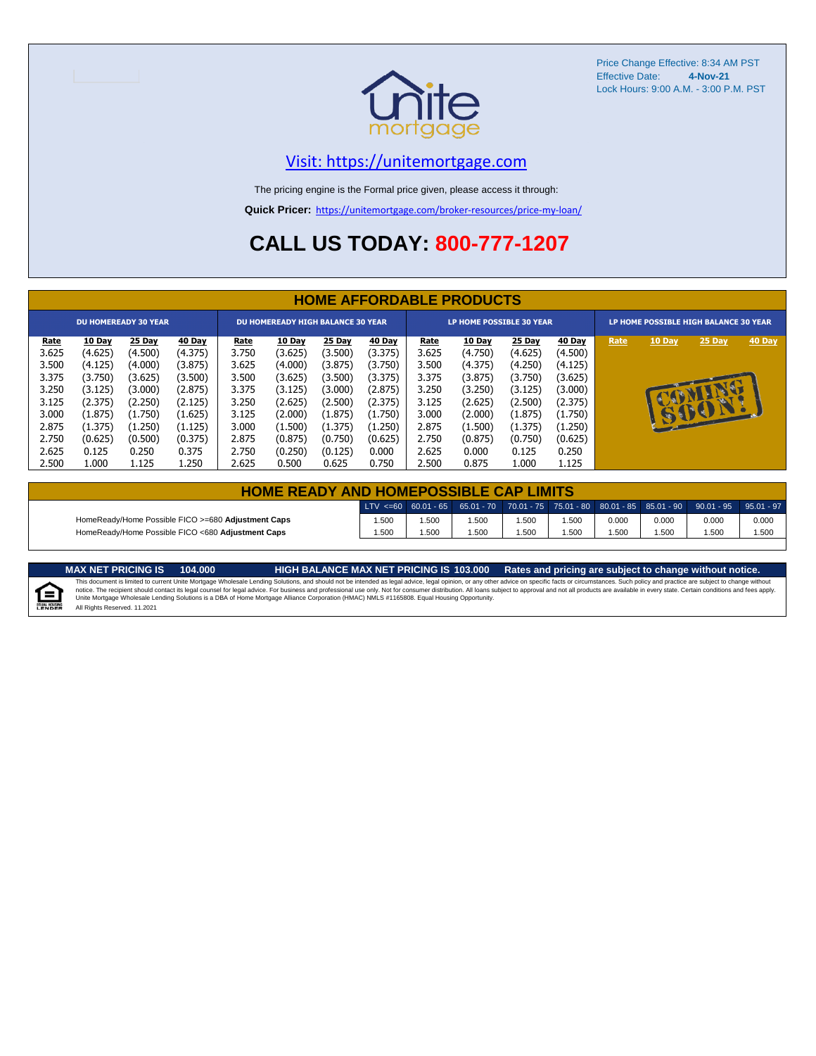Price Change Effective: 8:34 AM PST
Effective Date: **4-Nov-21**
Lock Hours: 9:00 A.M. - 3:00 P.M. PST

Visit: https://unitemortgage.com

The pricing engine is the Formal price given, please access it through:

**Quick Pricer:** https://unitemortgage.com/broker-resources/price-my-loan/

# CALL US TODAY: 800-777-1207

## HOME AFFORDABLE PRODUCTS

| DU HOMEREADY 30 YEAR | | | | DU HOMEREADY HIGH BALANCE 30 YEAR | | | | LP HOME POSSIBLE 30 YEAR | | | | LP HOME POSSIBLE HIGH BALANCE 30 YEAR | | | |
|---|---|---|---|---|---|---|---|---|---|---|---|---|---|---|---|
| Rate | 10 Day | 25 Day | 40 Day | Rate | 10 Day | 25 Day | 40 Day | Rate | 10 Day | 25 Day | 40 Day | Rate | 10 Day | 25 Day | 40 Day |
| 3.625 | (4.625) | (4.500) | (4.375) | 3.750 | (3.625) | (3.500) | (3.375) | 3.625 | (4.750) | (4.625) | (4.500) | COMING SOON! | | | |
| 3.500 | (4.125) | (4.000) | (3.875) | 3.625 | (4.000) | (3.875) | (3.750) | 3.500 | (4.375) | (4.250) | (4.125) | | | | |
| 3.375 | (3.750) | (3.625) | (3.500) | 3.500 | (3.625) | (3.500) | (3.375) | 3.375 | (3.875) | (3.750) | (3.625) | | | | |
| 3.250 | (3.125) | (3.000) | (2.875) | 3.375 | (3.125) | (3.000) | (2.875) | 3.250 | (3.250) | (3.125) | (3.000) | | | | |
| 3.125 | (2.375) | (2.250) | (2.125) | 3.250 | (2.625) | (2.500) | (2.375) | 3.125 | (2.625) | (2.500) | (2.375) | | | | |
| 3.000 | (1.875) | (1.750) | (1.625) | 3.125 | (2.000) | (1.875) | (1.750) | 3.000 | (2.000) | (1.875) | (1.750) | | | | |
| 2.875 | (1.375) | (1.250) | (1.125) | 3.000 | (1.500) | (1.375) | (1.250) | 2.875 | (1.500) | (1.375) | (1.250) | | | | |
| 2.750 | (0.625) | (0.500) | (0.375) | 2.875 | (0.875) | (0.750) | (0.625) | 2.750 | (0.875) | (0.750) | (0.625) | | | | |
| 2.625 | 0.125 | 0.250 | 0.375 | 2.750 | (0.250) | (0.125) | 0.000 | 2.625 | 0.000 | 0.125 | 0.250 | | | | |
| 2.500 | 1.000 | 1.125 | 1.250 | 2.625 | 0.500 | 0.625 | 0.750 | 2.500 | 0.875 | 1.000 | 1.125 | | | | |

## HOME READY AND HOMEPOSSIBLE CAP LIMITS

| | LTV <=60 | 60.01 - 65 | 65.01 - 70 | 70.01 - 75 | 75.01 - 80 | 80.01 - 85 | 85.01 - 90 | 90.01 - 95 | 95.01 - 97 |
|---|---|---|---|---|---|---|---|---|---|
| HomeReady/Home Possible FICO >=680 **Adjustment Caps** | 1.500 | 1.500 | 1.500 | 1.500 | 1.500 | 0.000 | 0.000 | 0.000 | 0.000 |
| HomeReady/Home Possible FICO <680 **Adjustment Caps** | 1.500 | 1.500 | 1.500 | 1.500 | 1.500 | 1.500 | 1.500 | 1.500 | 1.500 |

**MAX NET PRICING IS 104.000** **HIGH BALANCE MAX NET PRICING IS 103.000** **Rates and pricing are subject to change without notice.**

This document is limited to current Unite Mortgage Wholesale Lending Solutions, and should not be intended as legal advice, legal opinion, or any other advice on specific facts or circumstances. Such policy and practice are subject to change without notice. The recipient should contact its legal counsel for legal advice. For business and professional use only. Not for consumer distribution. All loans subject to approval and not all products are available in every state. Certain conditions and fees apply. Unite Mortgage Wholesale Lending Solutions is a DBA of Home Mortgage Alliance Corporation (HMAC) NMLS #1165808. Equal Housing Opportunity.
All Rights Reserved. 11.2021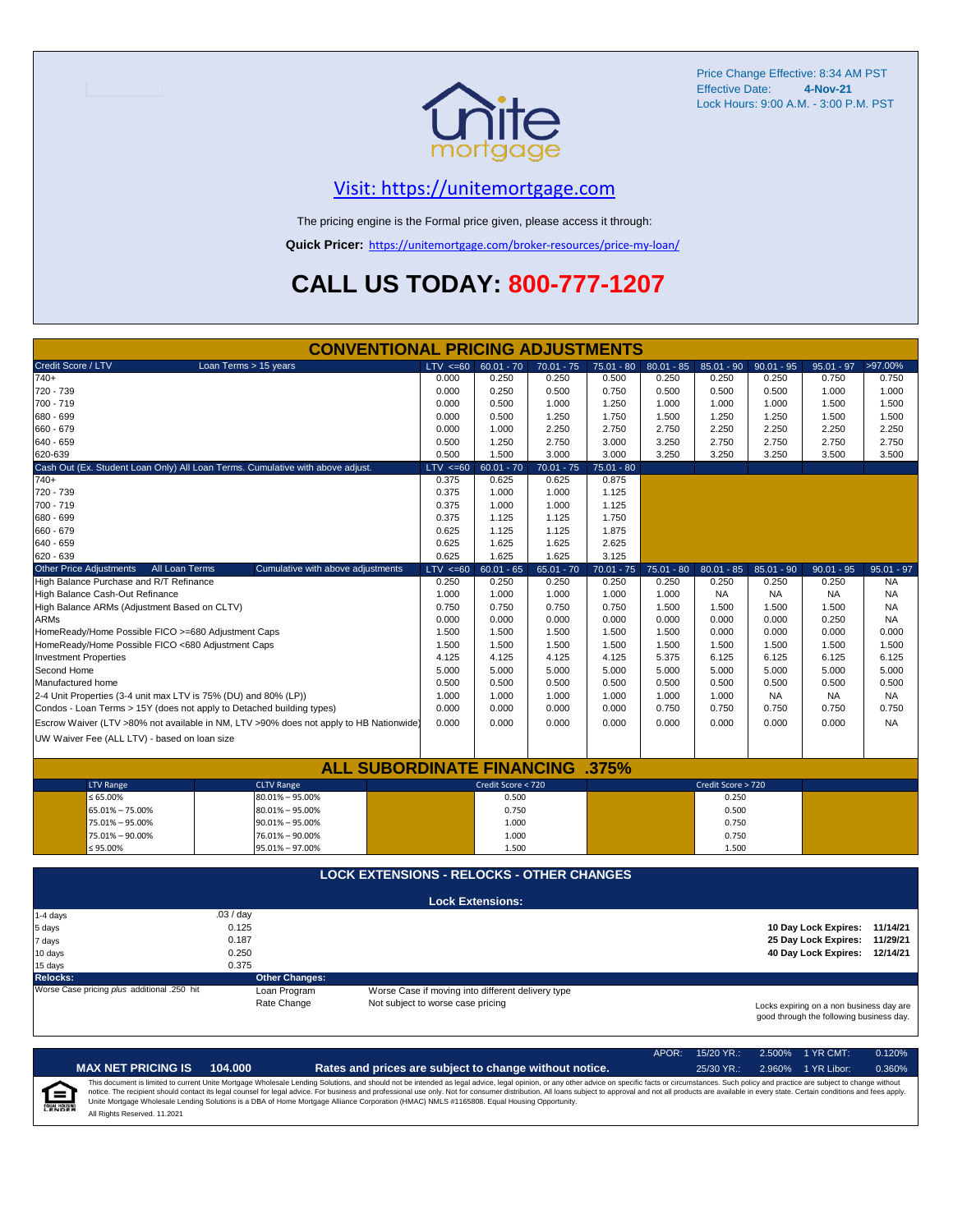Price Change Effective: 8:34 AM PST
Effective Date: **4-Nov-21**
Lock Hours: 9:00 A.M. - 3:00 P.M. PST

## Visit: https://unitemortgage.com

The pricing engine is the Formal price given, please access it through:

**Quick Pricer:** https://unitemortgage.com/broker-resources/price-my-loan/

# CALL US TODAY: 800-777-1207

## CONVENTIONAL PRICING ADJUSTMENTS

| Credit Score / LTV — Loan Terms > 15 years | LTV <=60 | 60.01 - 70 | 70.01 - 75 | 75.01 - 80 | 80.01 - 85 | 85.01 - 90 | 90.01 - 95 | 95.01 - 97 | >97.00% |
|---|---|---|---|---|---|---|---|---|---|
| 740+ | 0.000 | 0.250 | 0.250 | 0.500 | 0.250 | 0.250 | 0.250 | 0.750 | 0.750 |
| 720 - 739 | 0.000 | 0.250 | 0.500 | 0.750 | 0.500 | 0.500 | 0.500 | 1.000 | 1.000 |
| 700 - 719 | 0.000 | 0.500 | 1.000 | 1.250 | 1.000 | 1.000 | 1.000 | 1.500 | 1.500 |
| 680 - 699 | 0.000 | 0.500 | 1.250 | 1.750 | 1.500 | 1.250 | 1.250 | 1.500 | 1.500 |
| 660 - 679 | 0.000 | 1.000 | 2.250 | 2.750 | 2.750 | 2.250 | 2.250 | 2.250 | 2.250 |
| 640 - 659 | 0.500 | 1.250 | 2.750 | 3.000 | 3.250 | 2.750 | 2.750 | 2.750 | 2.750 |
| 620-639 | 0.500 | 1.500 | 3.000 | 3.000 | 3.250 | 3.250 | 3.250 | 3.500 | 3.500 |

| Cash Out (Ex. Student Loan Only) All Loan Terms. Cumulative with above adjust. | LTV <=60 | 60.01 - 70 | 70.01 - 75 | 75.01 - 80 |
|---|---|---|---|---|
| 740+ | 0.375 | 0.625 | 0.625 | 0.875 |
| 720 - 739 | 0.375 | 1.000 | 1.000 | 1.125 |
| 700 - 719 | 0.375 | 1.000 | 1.000 | 1.125 |
| 680 - 699 | 0.375 | 1.125 | 1.125 | 1.750 |
| 660 - 679 | 0.625 | 1.125 | 1.125 | 1.875 |
| 640 - 659 | 0.625 | 1.625 | 1.625 | 2.625 |
| 620 - 639 | 0.625 | 1.625 | 1.625 | 3.125 |

| Other Price Adjustments — All Loan Terms — Cumulative with above adjustments | LTV <=60 | 60.01 - 65 | 65.01 - 70 | 70.01 - 75 | 75.01 - 80 | 80.01 - 85 | 85.01 - 90 | 90.01 - 95 | 95.01 - 97 |
|---|---|---|---|---|---|---|---|---|---|
| High Balance Purchase and R/T Refinance | 0.250 | 0.250 | 0.250 | 0.250 | 0.250 | 0.250 | 0.250 | 0.250 | NA |
| High Balance Cash-Out Refinance | 1.000 | 1.000 | 1.000 | 1.000 | 1.000 | NA | NA | NA | NA |
| High Balance ARMs (Adjustment Based on CLTV) | 0.750 | 0.750 | 0.750 | 0.750 | 1.500 | 1.500 | 1.500 | 1.500 | NA |
| ARMs | 0.000 | 0.000 | 0.000 | 0.000 | 0.000 | 0.000 | 0.000 | 0.250 | NA |
| HomeReady/Home Possible FICO >=680 Adjustment Caps | 1.500 | 1.500 | 1.500 | 1.500 | 1.500 | 0.000 | 0.000 | 0.000 | 0.000 |
| HomeReady/Home Possible FICO <680 Adjustment Caps | 1.500 | 1.500 | 1.500 | 1.500 | 1.500 | 1.500 | 1.500 | 1.500 | 1.500 |
| Investment Properties | 4.125 | 4.125 | 4.125 | 4.125 | 5.375 | 6.125 | 6.125 | 6.125 | 6.125 |
| Second Home | 5.000 | 5.000 | 5.000 | 5.000 | 5.000 | 5.000 | 5.000 | 5.000 | 5.000 |
| Manufactured home | 0.500 | 0.500 | 0.500 | 0.500 | 0.500 | 0.500 | 0.500 | 0.500 | 0.500 |
| 2-4 Unit Properties (3-4 unit max LTV is 75% (DU) and 80% (LP)) | 1.000 | 1.000 | 1.000 | 1.000 | 1.000 | 1.000 | NA | NA | NA |
| Condos - Loan Terms > 15Y (does not apply to Detached building types) | 0.000 | 0.000 | 0.000 | 0.000 | 0.750 | 0.750 | 0.750 | 0.750 | 0.750 |
| Escrow Waiver (LTV >80% not available in NM, LTV >90% does not apply to HB Nationwide) | 0.000 | 0.000 | 0.000 | 0.000 | 0.000 | 0.000 | 0.000 | 0.000 | NA |
| UW Waiver Fee (ALL LTV) - based on loan size | | | | | | | | | |

## ALL SUBORDINATE FINANCING .375%

| LTV Range | CLTV Range | Credit Score < 720 | Credit Score > 720 |
|---|---|---|---|
| ≤ 65.00% | 80.01% – 95.00% | 0.500 | 0.250 |
| 65.01% – 75.00% | 80.01% – 95.00% | 0.750 | 0.500 |
| 75.01% – 95.00% | 90.01% – 95.00% | 1.000 | 0.750 |
| 75.01% – 90.00% | 76.01% – 90.00% | 1.000 | 0.750 |
| ≤ 95.00% | 95.01% – 97.00% | 1.500 | 1.500 |

## LOCK EXTENSIONS - RELOCKS - OTHER CHANGES

**Lock Extensions:**

| | |
|---|---|
| 1-4 days | .03 / day |
| 5 days | 0.125 |
| 7 days | 0.187 |
| 10 days | 0.250 |
| 15 days | 0.375 |

| | |
|---|---|
| 10 Day Lock Expires: | 11/14/21 |
| 25 Day Lock Expires: | 11/29/21 |
| 40 Day Lock Expires: | 12/14/21 |

**Relocks:**
Worse Case pricing *plus* additional .250 hit

**Other Changes:**

| | |
|---|---|
| Loan Program | Worse Case if moving into different delivery type |
| Rate Change | Not subject to worse case pricing |

Locks expiring on a non business day are good through the following business day.

| APOR: | 15/20 YR.: | 2.500% | 1 YR CMT: | 0.120% |
|---|---|---|---|---|
| | 25/30 YR.: | 2.960% | 1 YR Libor: | 0.360% |

**MAX NET PRICING IS 104.000** — **Rates and prices are subject to change without notice.**

This document is limited to current Unite Mortgage Wholesale Lending Solutions, and should not be intended as legal advice, legal opinion, or any other advice on specific facts or circumstances. Such policy and practice are subject to change without notice. The recipient should contact its legal counsel for legal advice. For business and professional use only. Not for consumer distribution. All loans subject to approval and not all products are available in every state. Certain conditions and fees apply. Unite Mortgage Wholesale Lending Solutions is a DBA of Home Mortgage Alliance Corporation (HMAC) NMLS #1165808. Equal Housing Opportunity.

All Rights Reserved. 11.2021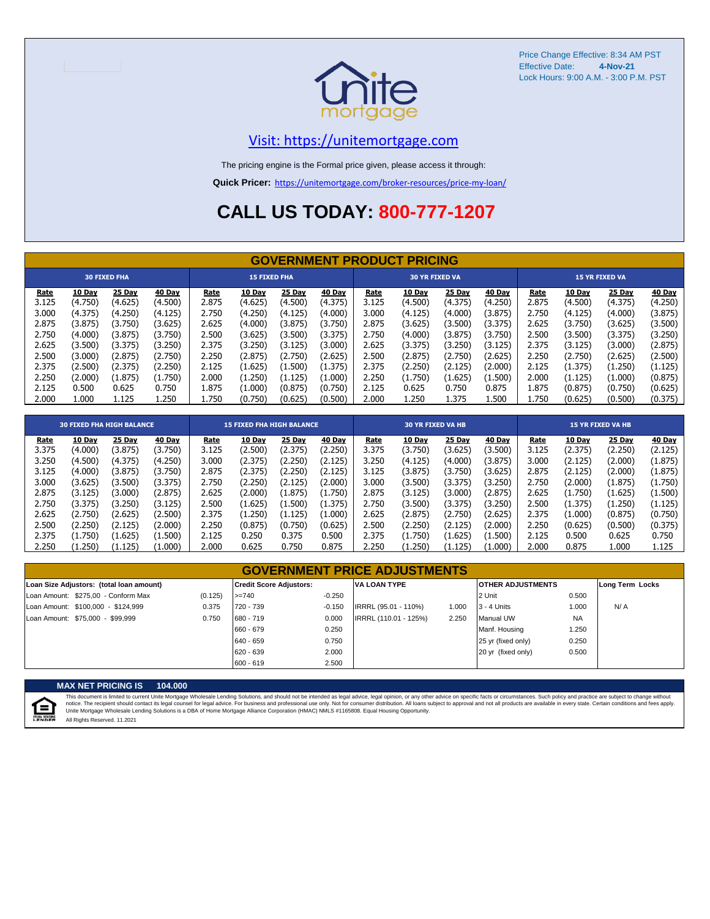Price Change Effective: 8:34 AM PST
Effective Date: **4-Nov-21**
Lock Hours: 9:00 A.M. - 3:00 P.M. PST

## Visit: https://unitemortgage.com

The pricing engine is the Formal price given, please access it through:

**Quick Pricer:** https://unitemortgage.com/broker-resources/price-my-loan/

# CALL US TODAY: 800-777-1207

## GOVERNMENT PRODUCT PRICING

| 30 FIXED FHA | | | | 15 FIXED FHA | | | | 30 YR FIXED VA | | | | 15 YR FIXED VA | | | |
|---|---|---|---|---|---|---|---|---|---|---|---|---|---|---|---|
| Rate | 10 Day | 25 Day | 40 Day | Rate | 10 Day | 25 Day | 40 Day | Rate | 10 Day | 25 Day | 40 Day | Rate | 10 Day | 25 Day | 40 Day |
| 3.125 | (4.750) | (4.625) | (4.500) | 2.875 | (4.625) | (4.500) | (4.375) | 3.125 | (4.500) | (4.375) | (4.250) | 2.875 | (4.500) | (4.375) | (4.250) |
| 3.000 | (4.375) | (4.250) | (4.125) | 2.750 | (4.250) | (4.125) | (4.000) | 3.000 | (4.125) | (4.000) | (3.875) | 2.750 | (4.125) | (4.000) | (3.875) |
| 2.875 | (3.875) | (3.750) | (3.625) | 2.625 | (4.000) | (3.875) | (3.750) | 2.875 | (3.625) | (3.500) | (3.375) | 2.625 | (3.750) | (3.625) | (3.500) |
| 2.750 | (4.000) | (3.875) | (3.750) | 2.500 | (3.625) | (3.500) | (3.375) | 2.750 | (4.000) | (3.875) | (3.750) | 2.500 | (3.500) | (3.375) | (3.250) |
| 2.625 | (3.500) | (3.375) | (3.250) | 2.375 | (3.250) | (3.125) | (3.000) | 2.625 | (3.375) | (3.250) | (3.125) | 2.375 | (3.125) | (3.000) | (2.875) |
| 2.500 | (3.000) | (2.875) | (2.750) | 2.250 | (2.875) | (2.750) | (2.625) | 2.500 | (2.875) | (2.750) | (2.625) | 2.250 | (2.750) | (2.625) | (2.500) |
| 2.375 | (2.500) | (2.375) | (2.250) | 2.125 | (1.625) | (1.500) | (1.375) | 2.375 | (2.250) | (2.125) | (2.000) | 2.125 | (1.375) | (1.250) | (1.125) |
| 2.250 | (2.000) | (1.875) | (1.750) | 2.000 | (1.250) | (1.125) | (1.000) | 2.250 | (1.750) | (1.625) | (1.500) | 2.000 | (1.125) | (1.000) | (0.875) |
| 2.125 | 0.500 | 0.625 | 0.750 | 1.875 | (1.000) | (0.875) | (0.750) | 2.125 | 0.625 | 0.750 | 0.875 | 1.875 | (0.875) | (0.750) | (0.625) |
| 2.000 | 1.000 | 1.125 | 1.250 | 1.750 | (0.750) | (0.625) | (0.500) | 2.000 | 1.250 | 1.375 | 1.500 | 1.750 | (0.625) | (0.500) | (0.375) |

| 30 FIXED FHA HIGH BALANCE | | | | 15 FIXED FHA HIGH BALANCE | | | | 30 YR FIXED VA HB | | | | 15 YR FIXED VA HB | | | |
|---|---|---|---|---|---|---|---|---|---|---|---|---|---|---|---|
| Rate | 10 Day | 25 Day | 40 Day | Rate | 10 Day | 25 Day | 40 Day | Rate | 10 Day | 25 Day | 40 Day | Rate | 10 Day | 25 Day | 40 Day |
| 3.375 | (4.000) | (3.875) | (3.750) | 3.125 | (2.500) | (2.375) | (2.250) | 3.375 | (3.750) | (3.625) | (3.500) | 3.125 | (2.375) | (2.250) | (2.125) |
| 3.250 | (4.500) | (4.375) | (4.250) | 3.000 | (2.375) | (2.250) | (2.125) | 3.250 | (4.125) | (4.000) | (3.875) | 3.000 | (2.125) | (2.000) | (1.875) |
| 3.125 | (4.000) | (3.875) | (3.750) | 2.875 | (2.375) | (2.250) | (2.125) | 3.125 | (3.875) | (3.750) | (3.625) | 2.875 | (2.125) | (2.000) | (1.875) |
| 3.000 | (3.625) | (3.500) | (3.375) | 2.750 | (2.250) | (2.125) | (2.000) | 3.000 | (3.500) | (3.375) | (3.250) | 2.750 | (2.000) | (1.875) | (1.750) |
| 2.875 | (3.125) | (3.000) | (2.875) | 2.625 | (2.000) | (1.875) | (1.750) | 2.875 | (3.125) | (3.000) | (2.875) | 2.625 | (1.750) | (1.625) | (1.500) |
| 2.750 | (3.375) | (3.250) | (3.125) | 2.500 | (1.625) | (1.500) | (1.375) | 2.750 | (3.500) | (3.375) | (3.250) | 2.500 | (1.375) | (1.250) | (1.125) |
| 2.625 | (2.750) | (2.625) | (2.500) | 2.375 | (1.250) | (1.125) | (1.000) | 2.625 | (2.875) | (2.750) | (2.625) | 2.375 | (1.000) | (0.875) | (0.750) |
| 2.500 | (2.250) | (2.125) | (2.000) | 2.250 | (0.875) | (0.750) | (0.625) | 2.500 | (2.250) | (2.125) | (2.000) | 2.250 | (0.625) | (0.500) | (0.375) |
| 2.375 | (1.750) | (1.625) | (1.500) | 2.125 | 0.250 | 0.375 | 0.500 | 2.375 | (1.750) | (1.625) | (1.500) | 2.125 | 0.500 | 0.625 | 0.750 |
| 2.250 | (1.250) | (1.125) | (1.000) | 2.000 | 0.625 | 0.750 | 0.875 | 2.250 | (1.250) | (1.125) | (1.000) | 2.000 | 0.875 | 1.000 | 1.125 |

## GOVERNMENT PRICE ADJUSTMENTS

| Loan Size Adjustors: (total loan amount) | | Credit Score Adjustors: | | VA LOAN TYPE | | OTHER ADJUSTMENTS | | Long Term Locks |
|---|---|---|---|---|---|---|---|---|
| Loan Amount: $275,000 - Conform Max | (0.125) | >=740 | -0.250 | | | 2 Unit | 0.500 | |
| Loan Amount: $100,000 - $124,999 | 0.375 | 720 - 739 | -0.150 | IRRRL (95.01 - 110%) | 1.000 | 3 - 4 Units | 1.000 | N/A |
| Loan Amount: $75,000 - $99,999 | 0.750 | 680 - 719 | 0.000 | IRRRL (110.01 - 125%) | 2.250 | Manual UW | NA | |
| | | 660 - 679 | 0.250 | | | Manf. Housing | 1.250 | |
| | | 640 - 659 | 0.750 | | | 25 yr (fixed only) | 0.250 | |
| | | 620 - 639 | 2.000 | | | 20 yr (fixed only) | 0.500 | |
| | | 600 - 619 | 2.500 | | | | | |

**MAX NET PRICING IS 104.000**

This document is limited to current Unite Mortgage Wholesale Lending Solutions, and should not be intended as legal advice, legal opinion, or any other advice on specific facts or circumstances. Such policy and practice are subject to change without notice. The recipient should contact its legal counsel for legal advice. For business and professional use only. Not for consumer distribution. All loans subject to approval and not all products are available in every state. Certain conditions and fees apply. Unite Mortgage Wholesale Lending Solutions is a DBA of Home Mortgage Alliance Corporation (HMAC) NMLS #1165808. Equal Housing Opportunity.

All Rights Reserved. 11.2021